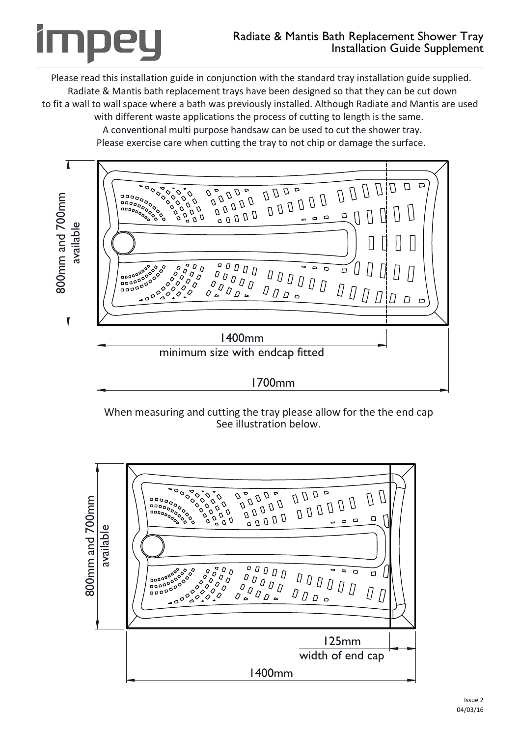# Radiate & Mantis Bath Replacement Shower Tray Installation Guide Supplement

Please read this installation guide in conjunction with the standard tray installation guide supplied. Radiate & Mantis bath replacement trays have been designed so that they can be cut down to fit a wall to wall space where a bath was previously installed. Although Radiate and Mantis are used with different waste applications the process of cutting to length is the same.
A conventional multi purpose handsaw can be used to cut the shower tray.
Please exercise care when cutting the tray to not chip or damage the surface.

800mm and 700mm available

1400mm
minimum size with endcap fitted

1700mm

When measuring and cutting the tray please allow for the the end cap
See illustration below.

800mm and 700mm available

125mm
width of end cap

1400mm

Issue 2
04/03/16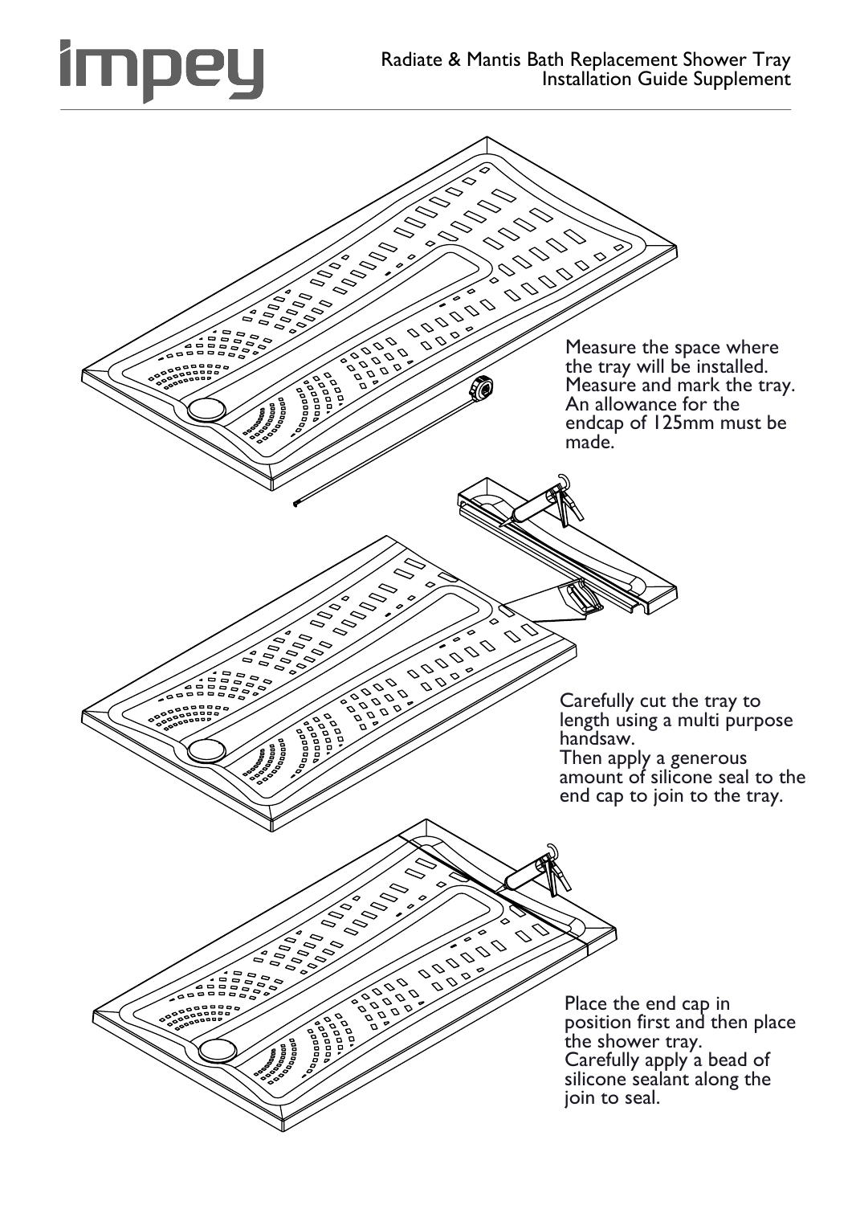# Radiate & Mantis Bath Replacement Shower Tray Installation Guide Supplement

Measure the space where the tray will be installed. Measure and mark the tray. An allowance for the endcap of 125mm must be made.

Carefully cut the tray to length using a multi purpose handsaw.
Then apply a generous amount of silicone seal to the end cap to join to the tray.

Place the end cap in position first and then place the shower tray.
Carefully apply a bead of silicone sealant along the join to seal.